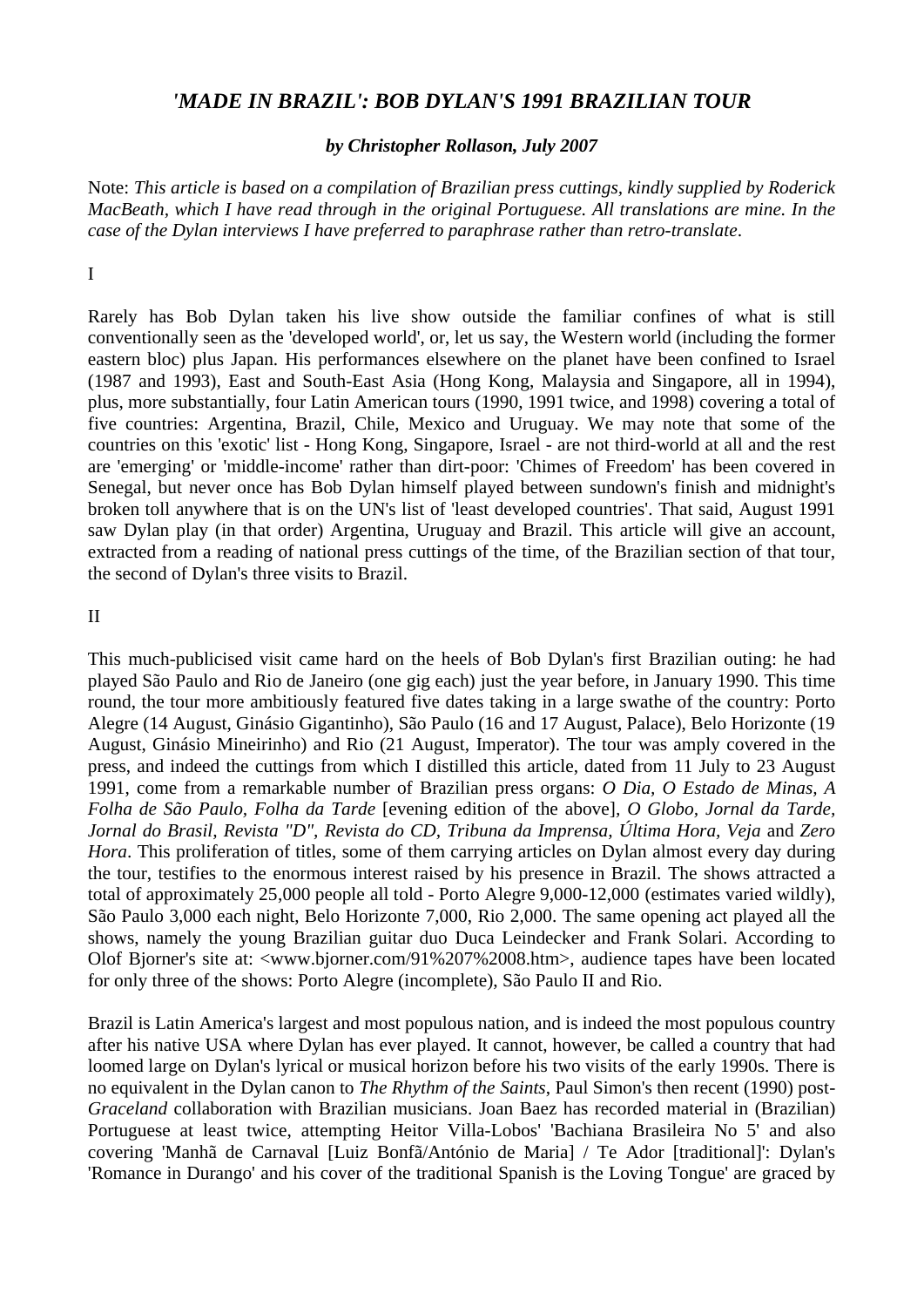# *'MADE IN BRAZIL': BOB DYLAN'S 1991 BRAZILIAN TOUR*

***by Christopher Rollason, July 2007***

Note: *This article is based on a compilation of Brazilian press cuttings, kindly supplied by Roderick MacBeath, which I have read through in the original Portuguese. All translations are mine. In the case of the Dylan interviews I have preferred to paraphrase rather than retro-translate*.

I

Rarely has Bob Dylan taken his live show outside the familiar confines of what is still conventionally seen as the 'developed world', or, let us say, the Western world (including the former eastern bloc) plus Japan. His performances elsewhere on the planet have been confined to Israel (1987 and 1993), East and South-East Asia (Hong Kong, Malaysia and Singapore, all in 1994), plus, more substantially, four Latin American tours (1990, 1991 twice, and 1998) covering a total of five countries: Argentina, Brazil, Chile, Mexico and Uruguay. We may note that some of the countries on this 'exotic' list - Hong Kong, Singapore, Israel - are not third-world at all and the rest are 'emerging' or 'middle-income' rather than dirt-poor: 'Chimes of Freedom' has been covered in Senegal, but never once has Bob Dylan himself played between sundown's finish and midnight's broken toll anywhere that is on the UN's list of 'least developed countries'. That said, August 1991 saw Dylan play (in that order) Argentina, Uruguay and Brazil. This article will give an account, extracted from a reading of national press cuttings of the time, of the Brazilian section of that tour, the second of Dylan's three visits to Brazil.

II

This much-publicised visit came hard on the heels of Bob Dylan's first Brazilian outing: he had played São Paulo and Rio de Janeiro (one gig each) just the year before, in January 1990. This time round, the tour more ambitiously featured five dates taking in a large swathe of the country: Porto Alegre (14 August, Ginásio Gigantinho), São Paulo (16 and 17 August, Palace), Belo Horizonte (19 August, Ginásio Mineirinho) and Rio (21 August, Imperator). The tour was amply covered in the press, and indeed the cuttings from which I distilled this article, dated from 11 July to 23 August 1991, come from a remarkable number of Brazilian press organs: *O Dia*, *O Estado de Minas*, *A Folha de São Paulo*, *Folha da Tarde* [evening edition of the above], *O Globo*, *Jornal da Tarde*, *Jornal do Brasil*, *Revista "D"*, *Revista do CD*, *Tribuna da Imprensa*, *Última Hora*, *Veja* and *Zero Hora*. This proliferation of titles, some of them carrying articles on Dylan almost every day during the tour, testifies to the enormous interest raised by his presence in Brazil. The shows attracted a total of approximately 25,000 people all told - Porto Alegre 9,000-12,000 (estimates varied wildly), São Paulo 3,000 each night, Belo Horizonte 7,000, Rio 2,000. The same opening act played all the shows, namely the young Brazilian guitar duo Duca Leindecker and Frank Solari. According to Olof Bjorner's site at: <www.bjorner.com/91%207%2008.htm>, audience tapes have been located for only three of the shows: Porto Alegre (incomplete), São Paulo II and Rio.

Brazil is Latin America's largest and most populous nation, and is indeed the most populous country after his native USA where Dylan has ever played. It cannot, however, be called a country that had loomed large on Dylan's lyrical or musical horizon before his two visits of the early 1990s. There is no equivalent in the Dylan canon to *The Rhythm of the Saints*, Paul Simon's then recent (1990) post-*Graceland* collaboration with Brazilian musicians. Joan Baez has recorded material in (Brazilian) Portuguese at least twice, attempting Heitor Villa-Lobos' 'Bachiana Brasileira No 5' and also covering 'Manhã de Carnaval [Luiz Bonfã/António de Maria] / Te Ador [traditional]': Dylan's 'Romance in Durango' and his cover of the traditional Spanish is the Loving Tongue' are graced by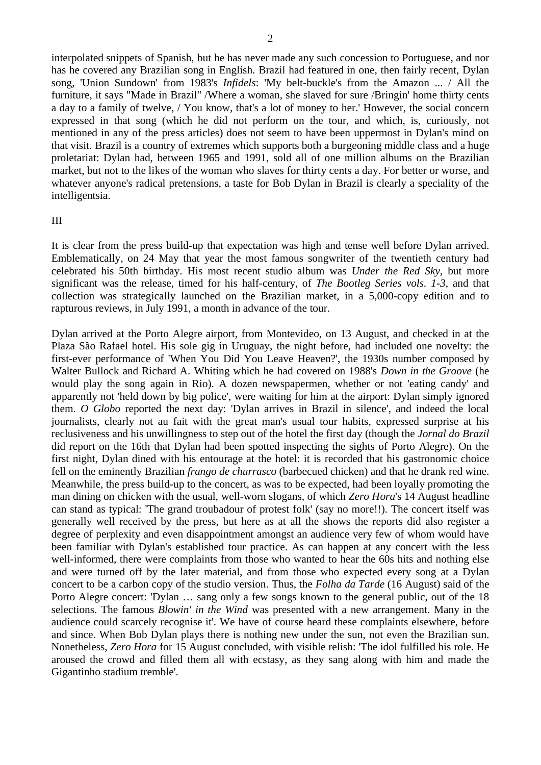interpolated snippets of Spanish, but he has never made any such concession to Portuguese, and nor has he covered any Brazilian song in English. Brazil had featured in one, then fairly recent, Dylan song, 'Union Sundown' from 1983's *Infidels*: 'My belt-buckle's from the Amazon ... / All the furniture, it says "Made in Brazil" /Where a woman, she slaved for sure /Bringin' home thirty cents a day to a family of twelve, / You know, that's a lot of money to her.' However, the social concern expressed in that song (which he did not perform on the tour, and which, is, curiously, not mentioned in any of the press articles) does not seem to have been uppermost in Dylan's mind on that visit. Brazil is a country of extremes which supports both a burgeoning middle class and a huge proletariat: Dylan had, between 1965 and 1991, sold all of one million albums on the Brazilian market, but not to the likes of the woman who slaves for thirty cents a day. For better or worse, and whatever anyone's radical pretensions, a taste for Bob Dylan in Brazil is clearly a speciality of the intelligentsia.

III

It is clear from the press build-up that expectation was high and tense well before Dylan arrived. Emblematically, on 24 May that year the most famous songwriter of the twentieth century had celebrated his 50th birthday. His most recent studio album was *Under the Red Sky*, but more significant was the release, timed for his half-century, of *The Bootleg Series vols. 1-3*, and that collection was strategically launched on the Brazilian market, in a 5,000-copy edition and to rapturous reviews, in July 1991, a month in advance of the tour.

Dylan arrived at the Porto Alegre airport, from Montevideo, on 13 August, and checked in at the Plaza São Rafael hotel. His sole gig in Uruguay, the night before, had included one novelty: the first-ever performance of 'When You Did You Leave Heaven?', the 1930s number composed by Walter Bullock and Richard A. Whiting which he had covered on 1988's *Down in the Groove* (he would play the song again in Rio). A dozen newspapermen, whether or not 'eating candy' and apparently not 'held down by big police', were waiting for him at the airport: Dylan simply ignored them. *O Globo* reported the next day: 'Dylan arrives in Brazil in silence', and indeed the local journalists, clearly not au fait with the great man's usual tour habits, expressed surprise at his reclusiveness and his unwillingness to step out of the hotel the first day (though the *Jornal do Brazil* did report on the 16th that Dylan had been spotted inspecting the sights of Porto Alegre). On the first night, Dylan dined with his entourage at the hotel: it is recorded that his gastronomic choice fell on the eminently Brazilian *frango de churrasco* (barbecued chicken) and that he drank red wine. Meanwhile, the press build-up to the concert, as was to be expected, had been loyally promoting the man dining on chicken with the usual, well-worn slogans, of which *Zero Hora*'s 14 August headline can stand as typical: 'The grand troubadour of protest folk' (say no more!!). The concert itself was generally well received by the press, but here as at all the shows the reports did also register a degree of perplexity and even disappointment amongst an audience very few of whom would have been familiar with Dylan's established tour practice. As can happen at any concert with the less well-informed, there were complaints from those who wanted to hear the 60s hits and nothing else and were turned off by the later material, and from those who expected every song at a Dylan concert to be a carbon copy of the studio version. Thus, the *Folha da Tarde* (16 August) said of the Porto Alegre concert: 'Dylan … sang only a few songs known to the general public, out of the 18 selections. The famous *Blowin' in the Wind* was presented with a new arrangement. Many in the audience could scarcely recognise it'. We have of course heard these complaints elsewhere, before and since. When Bob Dylan plays there is nothing new under the sun, not even the Brazilian sun. Nonetheless, *Zero Hora* for 15 August concluded, with visible relish: 'The idol fulfilled his role. He aroused the crowd and filled them all with ecstasy, as they sang along with him and made the Gigantinho stadium tremble'.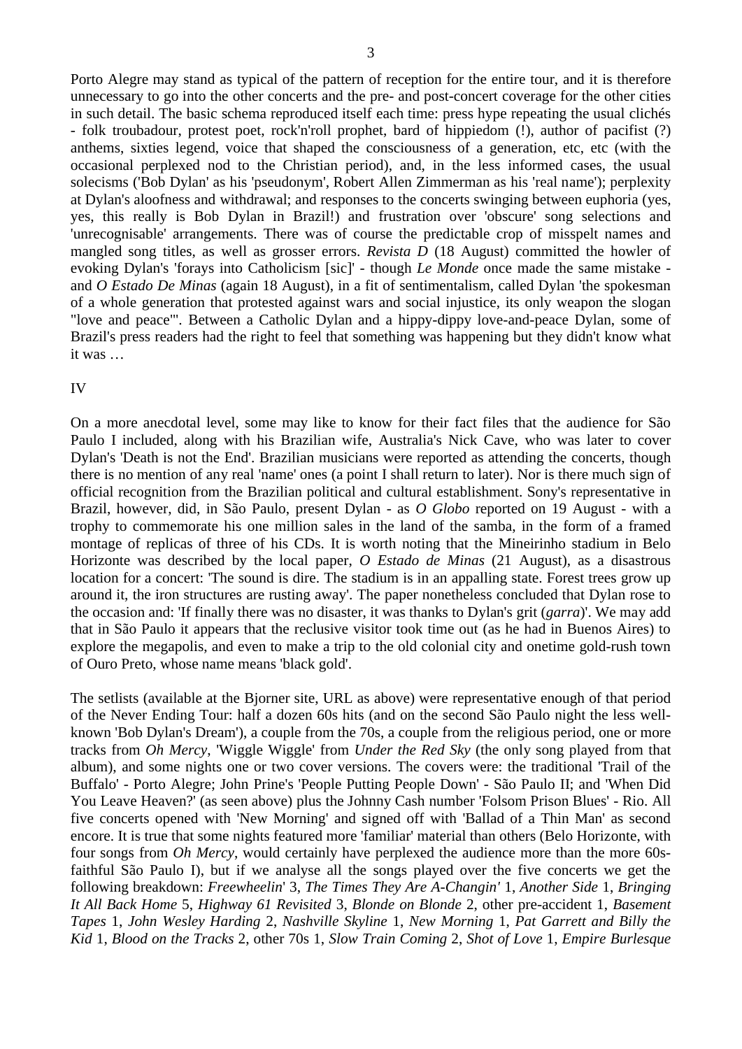Porto Alegre may stand as typical of the pattern of reception for the entire tour, and it is therefore unnecessary to go into the other concerts and the pre- and post-concert coverage for the other cities in such detail. The basic schema reproduced itself each time: press hype repeating the usual clichés - folk troubadour, protest poet, rock'n'roll prophet, bard of hippiedom (!), author of pacifist (?) anthems, sixties legend, voice that shaped the consciousness of a generation, etc, etc (with the occasional perplexed nod to the Christian period), and, in the less informed cases, the usual solecisms ('Bob Dylan' as his 'pseudonym', Robert Allen Zimmerman as his 'real name'); perplexity at Dylan's aloofness and withdrawal; and responses to the concerts swinging between euphoria (yes, yes, this really is Bob Dylan in Brazil!) and frustration over 'obscure' song selections and 'unrecognisable' arrangements. There was of course the predictable crop of misspelt names and mangled song titles, as well as grosser errors. *Revista D* (18 August) committed the howler of evoking Dylan's 'forays into Catholicism [sic]' - though *Le Monde* once made the same mistake - and *O Estado De Minas* (again 18 August), in a fit of sentimentalism, called Dylan 'the spokesman of a whole generation that protested against wars and social injustice, its only weapon the slogan "love and peace"'. Between a Catholic Dylan and a hippy-dippy love-and-peace Dylan, some of Brazil's press readers had the right to feel that something was happening but they didn't know what it was …

IV

On a more anecdotal level, some may like to know for their fact files that the audience for São Paulo I included, along with his Brazilian wife, Australia's Nick Cave, who was later to cover Dylan's 'Death is not the End'. Brazilian musicians were reported as attending the concerts, though there is no mention of any real 'name' ones (a point I shall return to later). Nor is there much sign of official recognition from the Brazilian political and cultural establishment. Sony's representative in Brazil, however, did, in São Paulo, present Dylan - as *O Globo* reported on 19 August - with a trophy to commemorate his one million sales in the land of the samba, in the form of a framed montage of replicas of three of his CDs. It is worth noting that the Mineirinho stadium in Belo Horizonte was described by the local paper, *O Estado de Minas* (21 August), as a disastrous location for a concert: 'The sound is dire. The stadium is in an appalling state. Forest trees grow up around it, the iron structures are rusting away'. The paper nonetheless concluded that Dylan rose to the occasion and: 'If finally there was no disaster, it was thanks to Dylan's grit (*garra*)'. We may add that in São Paulo it appears that the reclusive visitor took time out (as he had in Buenos Aires) to explore the megapolis, and even to make a trip to the old colonial city and onetime gold-rush town of Ouro Preto, whose name means 'black gold'.

The setlists (available at the Bjorner site, URL as above) were representative enough of that period of the Never Ending Tour: half a dozen 60s hits (and on the second São Paulo night the less well-known 'Bob Dylan's Dream'), a couple from the 70s, a couple from the religious period, one or more tracks from *Oh Mercy*, 'Wiggle Wiggle' from *Under the Red Sky* (the only song played from that album), and some nights one or two cover versions. The covers were: the traditional 'Trail of the Buffalo' - Porto Alegre; John Prine's 'People Putting People Down' - São Paulo II; and 'When Did You Leave Heaven?' (as seen above) plus the Johnny Cash number 'Folsom Prison Blues' - Rio. All five concerts opened with 'New Morning' and signed off with 'Ballad of a Thin Man' as second encore. It is true that some nights featured more 'familiar' material than others (Belo Horizonte, with four songs from *Oh Mercy*, would certainly have perplexed the audience more than the more 60s-faithful São Paulo I), but if we analyse all the songs played over the five concerts we get the following breakdown: *Freewheelin*' 3, *The Times They Are A-Changin'* 1, *Another Side* 1, *Bringing It All Back Home* 5, *Highway 61 Revisited* 3, *Blonde on Blonde* 2, other pre-accident 1, *Basement Tapes* 1, *John Wesley Harding* 2, *Nashville Skyline* 1, *New Morning* 1, *Pat Garrett and Billy the Kid* 1, *Blood on the Tracks* 2, other 70s 1, *Slow Train Coming* 2, *Shot of Love* 1, *Empire Burlesque*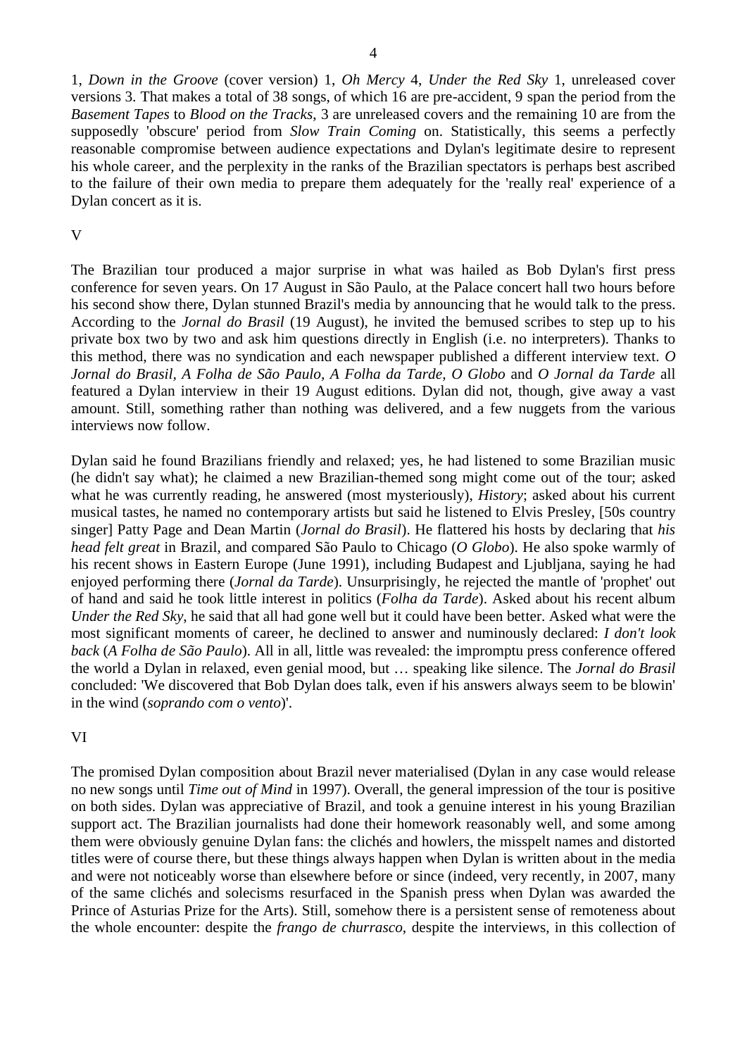1, *Down in the Groove* (cover version) 1, *Oh Mercy* 4, *Under the Red Sky* 1, unreleased cover versions 3. That makes a total of 38 songs, of which 16 are pre-accident, 9 span the period from the *Basement Tapes* to *Blood on the Tracks*, 3 are unreleased covers and the remaining 10 are from the supposedly 'obscure' period from *Slow Train Coming* on. Statistically, this seems a perfectly reasonable compromise between audience expectations and Dylan's legitimate desire to represent his whole career, and the perplexity in the ranks of the Brazilian spectators is perhaps best ascribed to the failure of their own media to prepare them adequately for the 'really real' experience of a Dylan concert as it is.

## V

The Brazilian tour produced a major surprise in what was hailed as Bob Dylan's first press conference for seven years. On 17 August in São Paulo, at the Palace concert hall two hours before his second show there, Dylan stunned Brazil's media by announcing that he would talk to the press. According to the *Jornal do Brasil* (19 August), he invited the bemused scribes to step up to his private box two by two and ask him questions directly in English (i.e. no interpreters). Thanks to this method, there was no syndication and each newspaper published a different interview text. *O Jornal do Brasil*, *A Folha de São Paulo*, *A Folha da Tarde*, *O Globo* and *O Jornal da Tarde* all featured a Dylan interview in their 19 August editions. Dylan did not, though, give away a vast amount. Still, something rather than nothing was delivered, and a few nuggets from the various interviews now follow.

Dylan said he found Brazilians friendly and relaxed; yes, he had listened to some Brazilian music (he didn't say what); he claimed a new Brazilian-themed song might come out of the tour; asked what he was currently reading, he answered (most mysteriously), *History*; asked about his current musical tastes, he named no contemporary artists but said he listened to Elvis Presley, [50s country singer] Patty Page and Dean Martin (*Jornal do Brasil*). He flattered his hosts by declaring that *his head felt great* in Brazil, and compared São Paulo to Chicago (*O Globo*). He also spoke warmly of his recent shows in Eastern Europe (June 1991), including Budapest and Ljubljana, saying he had enjoyed performing there (*Jornal da Tarde*). Unsurprisingly, he rejected the mantle of 'prophet' out of hand and said he took little interest in politics (*Folha da Tarde*). Asked about his recent album *Under the Red Sky*, he said that all had gone well but it could have been better. Asked what were the most significant moments of career, he declined to answer and numinously declared: *I don't look back* (*A Folha de São Paulo*). All in all, little was revealed: the impromptu press conference offered the world a Dylan in relaxed, even genial mood, but … speaking like silence. The *Jornal do Brasil* concluded: 'We discovered that Bob Dylan does talk, even if his answers always seem to be blowin' in the wind (*soprando com o vento*)'.

## VI

The promised Dylan composition about Brazil never materialised (Dylan in any case would release no new songs until *Time out of Mind* in 1997). Overall, the general impression of the tour is positive on both sides. Dylan was appreciative of Brazil, and took a genuine interest in his young Brazilian support act. The Brazilian journalists had done their homework reasonably well, and some among them were obviously genuine Dylan fans: the clichés and howlers, the misspelt names and distorted titles were of course there, but these things always happen when Dylan is written about in the media and were not noticeably worse than elsewhere before or since (indeed, very recently, in 2007, many of the same clichés and solecisms resurfaced in the Spanish press when Dylan was awarded the Prince of Asturias Prize for the Arts). Still, somehow there is a persistent sense of remoteness about the whole encounter: despite the *frango de churrasco*, despite the interviews, in this collection of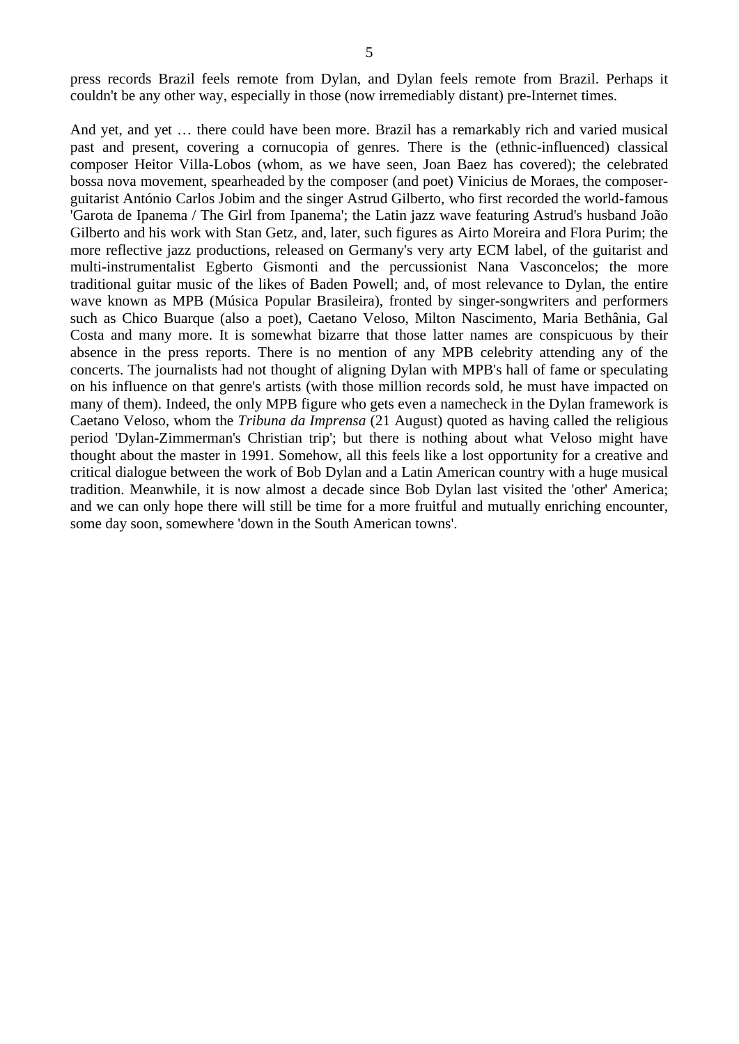press records Brazil feels remote from Dylan, and Dylan feels remote from Brazil. Perhaps it couldn't be any other way, especially in those (now irremediably distant) pre-Internet times.

And yet, and yet … there could have been more. Brazil has a remarkably rich and varied musical past and present, covering a cornucopia of genres. There is the (ethnic-influenced) classical composer Heitor Villa-Lobos (whom, as we have seen, Joan Baez has covered); the celebrated bossa nova movement, spearheaded by the composer (and poet) Vinicius de Moraes, the composer-guitarist António Carlos Jobim and the singer Astrud Gilberto, who first recorded the world-famous 'Garota de Ipanema / The Girl from Ipanema'; the Latin jazz wave featuring Astrud's husband João Gilberto and his work with Stan Getz, and, later, such figures as Airto Moreira and Flora Purim; the more reflective jazz productions, released on Germany's very arty ECM label, of the guitarist and multi-instrumentalist Egberto Gismonti and the percussionist Nana Vasconcelos; the more traditional guitar music of the likes of Baden Powell; and, of most relevance to Dylan, the entire wave known as MPB (Música Popular Brasileira), fronted by singer-songwriters and performers such as Chico Buarque (also a poet), Caetano Veloso, Milton Nascimento, Maria Bethânia, Gal Costa and many more. It is somewhat bizarre that those latter names are conspicuous by their absence in the press reports. There is no mention of any MPB celebrity attending any of the concerts. The journalists had not thought of aligning Dylan with MPB's hall of fame or speculating on his influence on that genre's artists (with those million records sold, he must have impacted on many of them). Indeed, the only MPB figure who gets even a namecheck in the Dylan framework is Caetano Veloso, whom the *Tribuna da Imprensa* (21 August) quoted as having called the religious period 'Dylan-Zimmerman's Christian trip'; but there is nothing about what Veloso might have thought about the master in 1991. Somehow, all this feels like a lost opportunity for a creative and critical dialogue between the work of Bob Dylan and a Latin American country with a huge musical tradition. Meanwhile, it is now almost a decade since Bob Dylan last visited the 'other' America; and we can only hope there will still be time for a more fruitful and mutually enriching encounter, some day soon, somewhere 'down in the South American towns'.